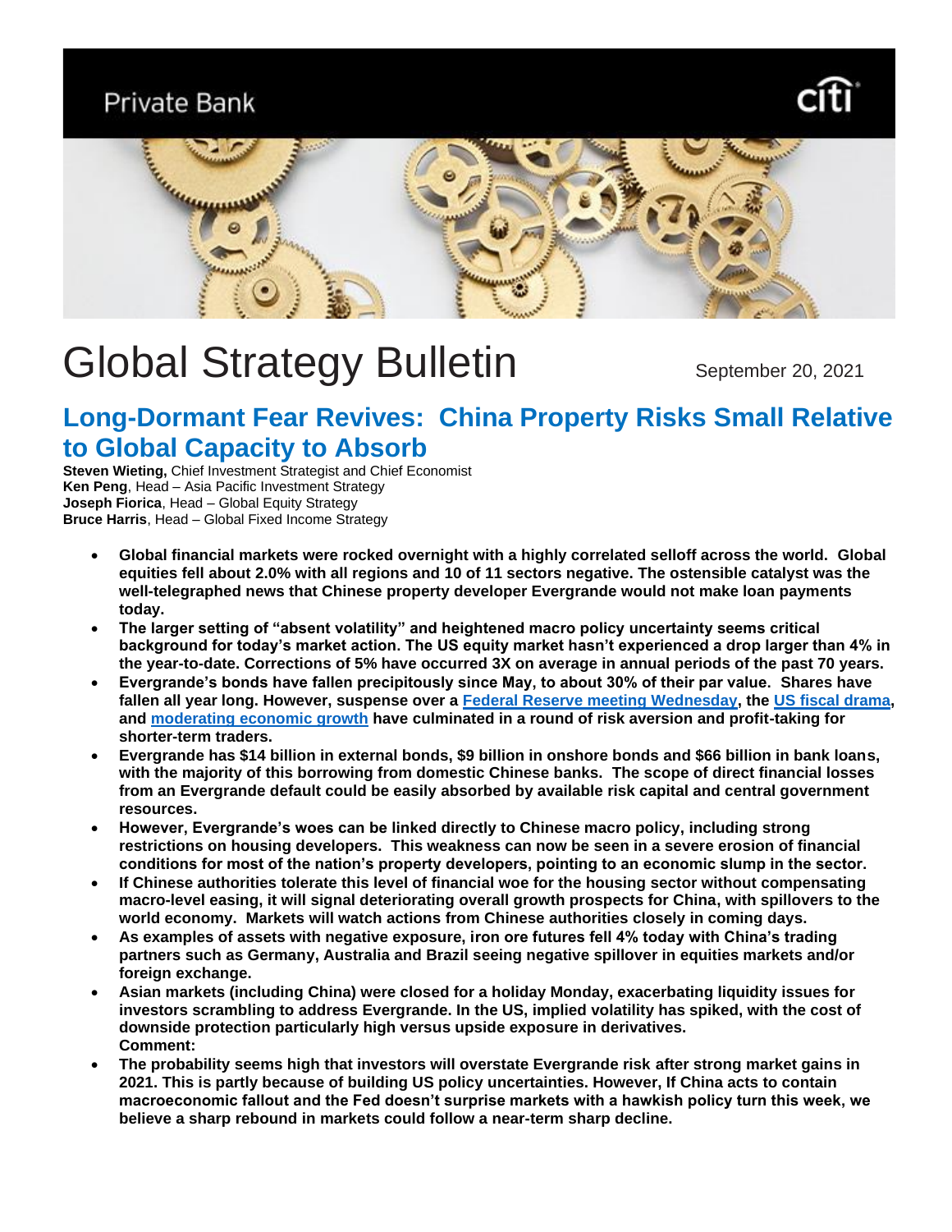Private Bank

# Global Strategy Bulletin

September 20, 2021

## Long-Dormant Fear Revives: China Property Risks Small Relative to Global Capacity to Absorb

**Steven Wieting,** Chief Investment Strategist and Chief Economist
**Ken Peng**, Head – Asia Pacific Investment Strategy
**Joseph Fiorica**, Head – Global Equity Strategy
**Bruce Harris**, Head – Global Fixed Income Strategy

- **Global financial markets were rocked overnight with a highly correlated selloff across the world. Global equities fell about 2.0% with all regions and 10 of 11 sectors negative. The ostensible catalyst was the well-telegraphed news that Chinese property developer Evergrande would not make loan payments today.**
- **The larger setting of "absent volatility" and heightened macro policy uncertainty seems critical background for today's market action. The US equity market hasn't experienced a drop larger than 4% in the year-to-date. Corrections of 5% have occurred 3X on average in annual periods of the past 70 years.**
- **Evergrande's bonds have fallen precipitously since May, to about 30% of their par value. Shares have fallen all year long. However, suspense over a Federal Reserve meeting Wednesday, the US fiscal drama, and moderating economic growth have culminated in a round of risk aversion and profit-taking for shorter-term traders.**
- **Evergrande has $14 billion in external bonds, $9 billion in onshore bonds and $66 billion in bank loans, with the majority of this borrowing from domestic Chinese banks. The scope of direct financial losses from an Evergrande default could be easily absorbed by available risk capital and central government resources.**
- **However, Evergrande's woes can be linked directly to Chinese macro policy, including strong restrictions on housing developers. This weakness can now be seen in a severe erosion of financial conditions for most of the nation's property developers, pointing to an economic slump in the sector.**
- **If Chinese authorities tolerate this level of financial woe for the housing sector without compensating macro-level easing, it will signal deteriorating overall growth prospects for China, with spillovers to the world economy. Markets will watch actions from Chinese authorities closely in coming days.**
- **As examples of assets with negative exposure, iron ore futures fell 4% today with China's trading partners such as Germany, Australia and Brazil seeing negative spillover in equities markets and/or foreign exchange.**
- **Asian markets (including China) were closed for a holiday Monday, exacerbating liquidity issues for investors scrambling to address Evergrande. In the US, implied volatility has spiked, with the cost of downside protection particularly high versus upside exposure in derivatives.**
  **Comment:**
- **The probability seems high that investors will overstate Evergrande risk after strong market gains in 2021. This is partly because of building US policy uncertainties. However, If China acts to contain macroeconomic fallout and the Fed doesn't surprise markets with a hawkish policy turn this week, we believe a sharp rebound in markets could follow a near-term sharp decline.**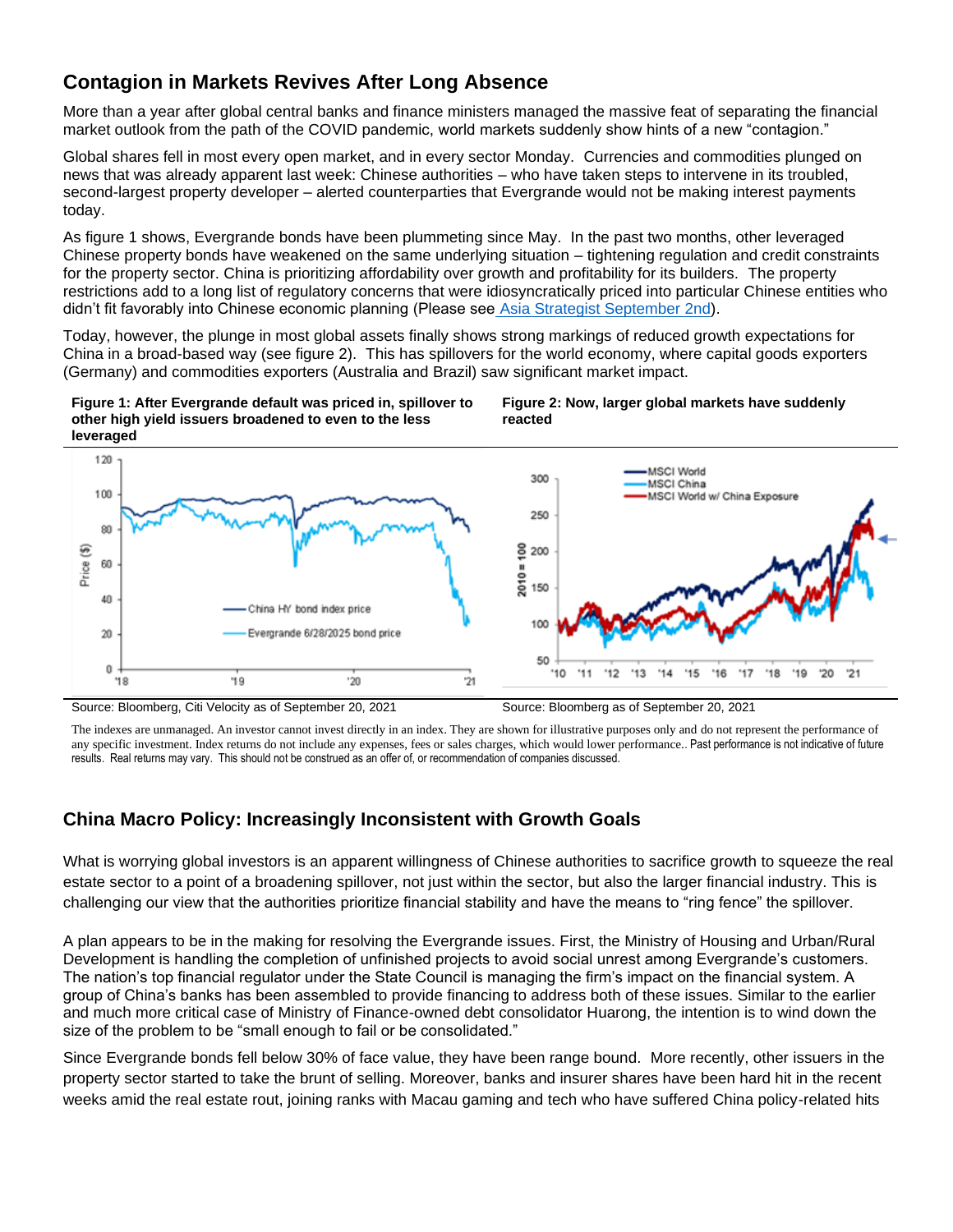## Contagion in Markets Revives After Long Absence

More than a year after global central banks and finance ministers managed the massive feat of separating the financial market outlook from the path of the COVID pandemic, world markets suddenly show hints of a new "contagion."

Global shares fell in most every open market, and in every sector Monday. Currencies and commodities plunged on news that was already apparent last week: Chinese authorities – who have taken steps to intervene in its troubled, second-largest property developer – alerted counterparties that Evergrande would not be making interest payments today.

As figure 1 shows, Evergrande bonds have been plummeting since May. In the past two months, other leveraged Chinese property bonds have weakened on the same underlying situation – tightening regulation and credit constraints for the property sector. China is prioritizing affordability over growth and profitability for its builders. The property restrictions add to a long list of regulatory concerns that were idiosyncratically priced into particular Chinese entities who didn't fit favorably into Chinese economic planning (Please see Asia Strategist September 2nd).

Today, however, the plunge in most global assets finally shows strong markings of reduced growth expectations for China in a broad-based way (see figure 2). This has spillovers for the world economy, where capital goods exporters (Germany) and commodities exporters (Australia and Brazil) saw significant market impact.

**Figure 1: After Evergrande default was priced in, spillover to other high yield issuers broadened to even to the less leveraged**

Source: Bloomberg, Citi Velocity as of September 20, 2021

**Figure 2: Now, larger global markets have suddenly reacted**

Source: Bloomberg as of September 20, 2021

The indexes are unmanaged. An investor cannot invest directly in an index. They are shown for illustrative purposes only and do not represent the performance of any specific investment. Index returns do not include any expenses, fees or sales charges, which would lower performance.. Past performance is not indicative of future results. Real returns may vary. This should not be construed as an offer of, or recommendation of companies discussed.

## China Macro Policy: Increasingly Inconsistent with Growth Goals

What is worrying global investors is an apparent willingness of Chinese authorities to sacrifice growth to squeeze the real estate sector to a point of a broadening spillover, not just within the sector, but also the larger financial industry. This is challenging our view that the authorities prioritize financial stability and have the means to "ring fence" the spillover.

A plan appears to be in the making for resolving the Evergrande issues. First, the Ministry of Housing and Urban/Rural Development is handling the completion of unfinished projects to avoid social unrest among Evergrande's customers. The nation's top financial regulator under the State Council is managing the firm's impact on the financial system. A group of China's banks has been assembled to provide financing to address both of these issues. Similar to the earlier and much more critical case of Ministry of Finance-owned debt consolidator Huarong, the intention is to wind down the size of the problem to be "small enough to fail or be consolidated."

Since Evergrande bonds fell below 30% of face value, they have been range bound. More recently, other issuers in the property sector started to take the brunt of selling. Moreover, banks and insurer shares have been hard hit in the recent weeks amid the real estate rout, joining ranks with Macau gaming and tech who have suffered China policy-related hits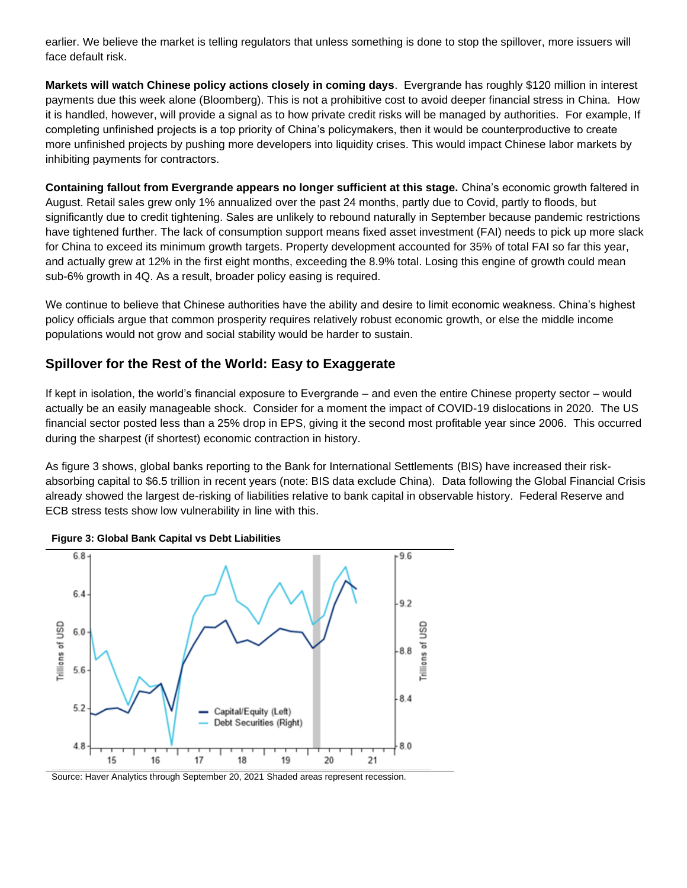earlier. We believe the market is telling regulators that unless something is done to stop the spillover, more issuers will face default risk.

**Markets will watch Chinese policy actions closely in coming days**. Evergrande has roughly $120 million in interest payments due this week alone (Bloomberg). This is not a prohibitive cost to avoid deeper financial stress in China. How it is handled, however, will provide a signal as to how private credit risks will be managed by authorities. For example, If completing unfinished projects is a top priority of China's policymakers, then it would be counterproductive to create more unfinished projects by pushing more developers into liquidity crises. This would impact Chinese labor markets by inhibiting payments for contractors.

**Containing fallout from Evergrande appears no longer sufficient at this stage.** China's economic growth faltered in August. Retail sales grew only 1% annualized over the past 24 months, partly due to Covid, partly to floods, but significantly due to credit tightening. Sales are unlikely to rebound naturally in September because pandemic restrictions have tightened further. The lack of consumption support means fixed asset investment (FAI) needs to pick up more slack for China to exceed its minimum growth targets. Property development accounted for 35% of total FAI so far this year, and actually grew at 12% in the first eight months, exceeding the 8.9% total. Losing this engine of growth could mean sub-6% growth in 4Q. As a result, broader policy easing is required.

We continue to believe that Chinese authorities have the ability and desire to limit economic weakness. China's highest policy officials argue that common prosperity requires relatively robust economic growth, or else the middle income populations would not grow and social stability would be harder to sustain.

## Spillover for the Rest of the World: Easy to Exaggerate

If kept in isolation, the world's financial exposure to Evergrande – and even the entire Chinese property sector – would actually be an easily manageable shock. Consider for a moment the impact of COVID-19 dislocations in 2020. The US financial sector posted less than a 25% drop in EPS, giving it the second most profitable year since 2006. This occurred during the sharpest (if shortest) economic contraction in history.

As figure 3 shows, global banks reporting to the Bank for International Settlements (BIS) have increased their risk-absorbing capital to $6.5 trillion in recent years (note: BIS data exclude China). Data following the Global Financial Crisis already showed the largest de-risking of liabilities relative to bank capital in observable history. Federal Reserve and ECB stress tests show low vulnerability in line with this.

**Figure 3: Global Bank Capital vs Debt Liabilities**

Source: Haver Analytics through September 20, 2021 Shaded areas represent recession.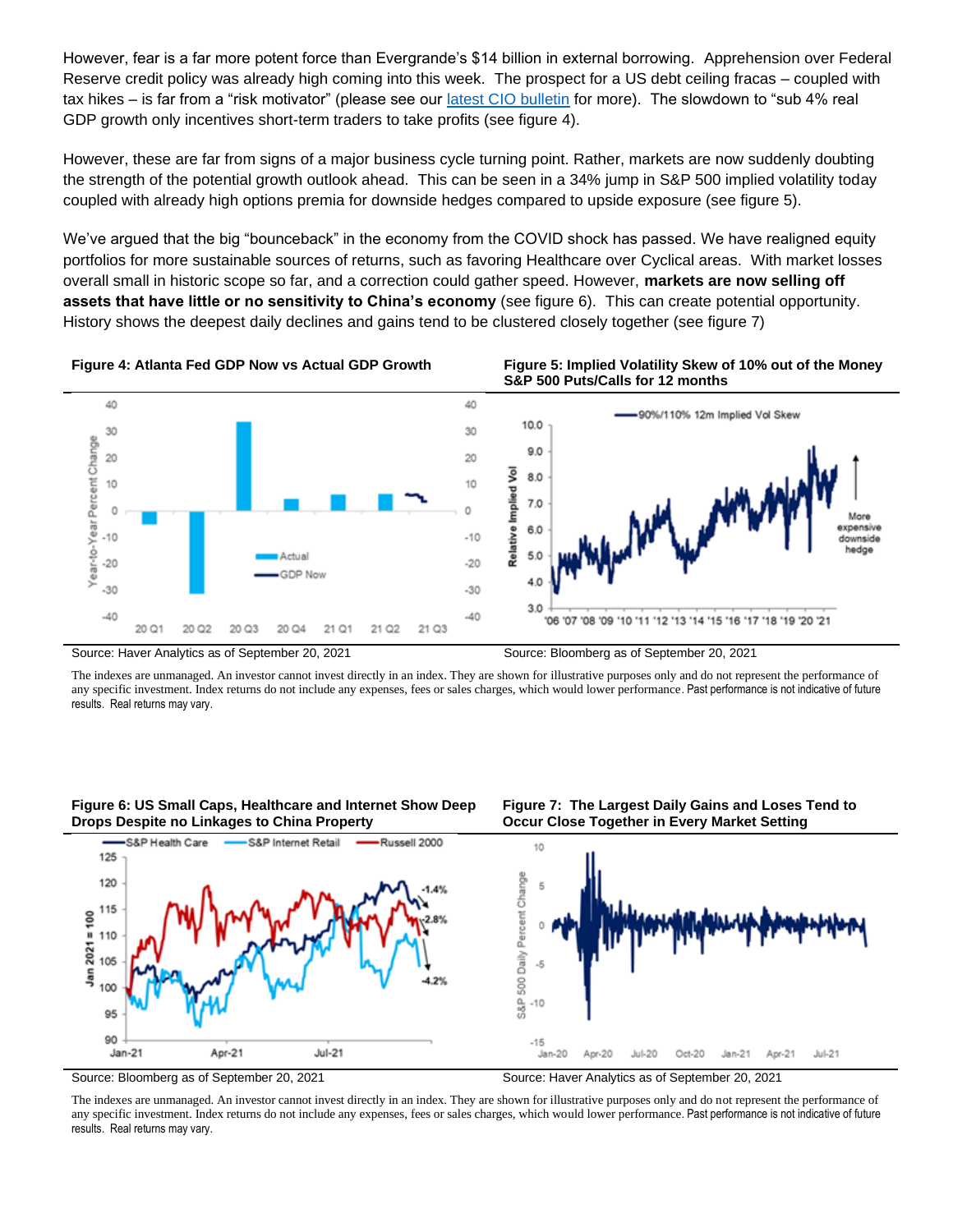However, fear is a far more potent force than Evergrande's $14 billion in external borrowing. Apprehension over Federal Reserve credit policy was already high coming into this week. The prospect for a US debt ceiling fracas – coupled with tax hikes – is far from a "risk motivator" (please see our [latest CIO bulletin]() for more). The slowdown to "sub 4% real GDP growth only incentives short-term traders to take profits (see figure 4).

However, these are far from signs of a major business cycle turning point. Rather, markets are now suddenly doubting the strength of the potential growth outlook ahead. This can be seen in a 34% jump in S&P 500 implied volatility today coupled with already high options premia for downside hedges compared to upside exposure (see figure 5).

We've argued that the big "bounceback" in the economy from the COVID shock has passed. We have realigned equity portfolios for more sustainable sources of returns, such as favoring Healthcare over Cyclical areas. With market losses overall small in historic scope so far, and a correction could gather speed. However, **markets are now selling off assets that have little or no sensitivity to China's economy** (see figure 6). This can create potential opportunity. History shows the deepest daily declines and gains tend to be clustered closely together (see figure 7)

**Figure 4: Atlanta Fed GDP Now vs Actual GDP Growth**

Source: Haver Analytics as of September 20, 2021

**Figure 5: Implied Volatility Skew of 10% out of the Money S&P 500 Puts/Calls for 12 months**

Source: Bloomberg as of September 20, 2021

The indexes are unmanaged. An investor cannot invest directly in an index. They are shown for illustrative purposes only and do not represent the performance of any specific investment. Index returns do not include any expenses, fees or sales charges, which would lower performance. Past performance is not indicative of future results. Real returns may vary.

**Figure 6: US Small Caps, Healthcare and Internet Show Deep Drops Despite no Linkages to China Property**

Source: Bloomberg as of September 20, 2021

**Figure 7: The Largest Daily Gains and Loses Tend to Occur Close Together in Every Market Setting**

Source: Haver Analytics as of September 20, 2021

The indexes are unmanaged. An investor cannot invest directly in an index. They are shown for illustrative purposes only and do not represent the performance of any specific investment. Index returns do not include any expenses, fees or sales charges, which would lower performance. Past performance is not indicative of future results. Real returns may vary.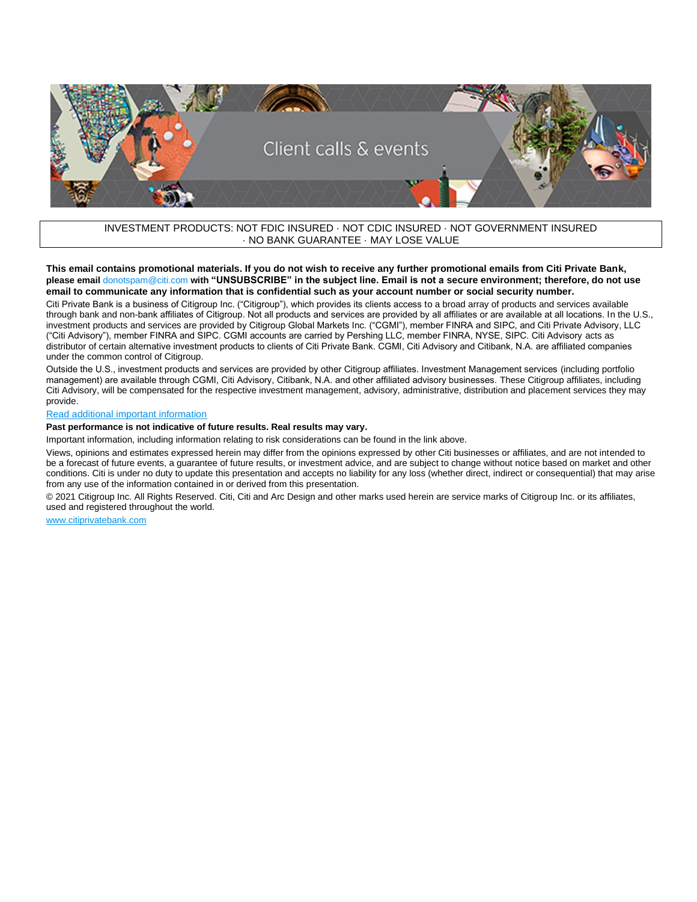Client calls & events

INVESTMENT PRODUCTS: NOT FDIC INSURED · NOT CDIC INSURED · NOT GOVERNMENT INSURED · NO BANK GUARANTEE · MAY LOSE VALUE

**This email contains promotional materials. If you do not wish to receive any further promotional emails from Citi Private Bank, please email donotspam@citi.com with "UNSUBSCRIBE" in the subject line. Email is not a secure environment; therefore, do not use email to communicate any information that is confidential such as your account number or social security number.**

Citi Private Bank is a business of Citigroup Inc. ("Citigroup"), which provides its clients access to a broad array of products and services available through bank and non-bank affiliates of Citigroup. Not all products and services are provided by all affiliates or are available at all locations. In the U.S., investment products and services are provided by Citigroup Global Markets Inc. ("CGMI"), member FINRA and SIPC, and Citi Private Advisory, LLC ("Citi Advisory"), member FINRA and SIPC. CGMI accounts are carried by Pershing LLC, member FINRA, NYSE, SIPC. Citi Advisory acts as distributor of certain alternative investment products to clients of Citi Private Bank. CGMI, Citi Advisory and Citibank, N.A. are affiliated companies under the common control of Citigroup.

Outside the U.S., investment products and services are provided by other Citigroup affiliates. Investment Management services (including portfolio management) are available through CGMI, Citi Advisory, Citibank, N.A. and other affiliated advisory businesses. These Citigroup affiliates, including Citi Advisory, will be compensated for the respective investment management, advisory, administrative, distribution and placement services they may provide.

Read additional important information

**Past performance is not indicative of future results. Real results may vary.**

Important information, including information relating to risk considerations can be found in the link above.

Views, opinions and estimates expressed herein may differ from the opinions expressed by other Citi businesses or affiliates, and are not intended to be a forecast of future events, a guarantee of future results, or investment advice, and are subject to change without notice based on market and other conditions. Citi is under no duty to update this presentation and accepts no liability for any loss (whether direct, indirect or consequential) that may arise from any use of the information contained in or derived from this presentation.

© 2021 Citigroup Inc. All Rights Reserved. Citi, Citi and Arc Design and other marks used herein are service marks of Citigroup Inc. or its affiliates, used and registered throughout the world.

www.citiprivatebank.com